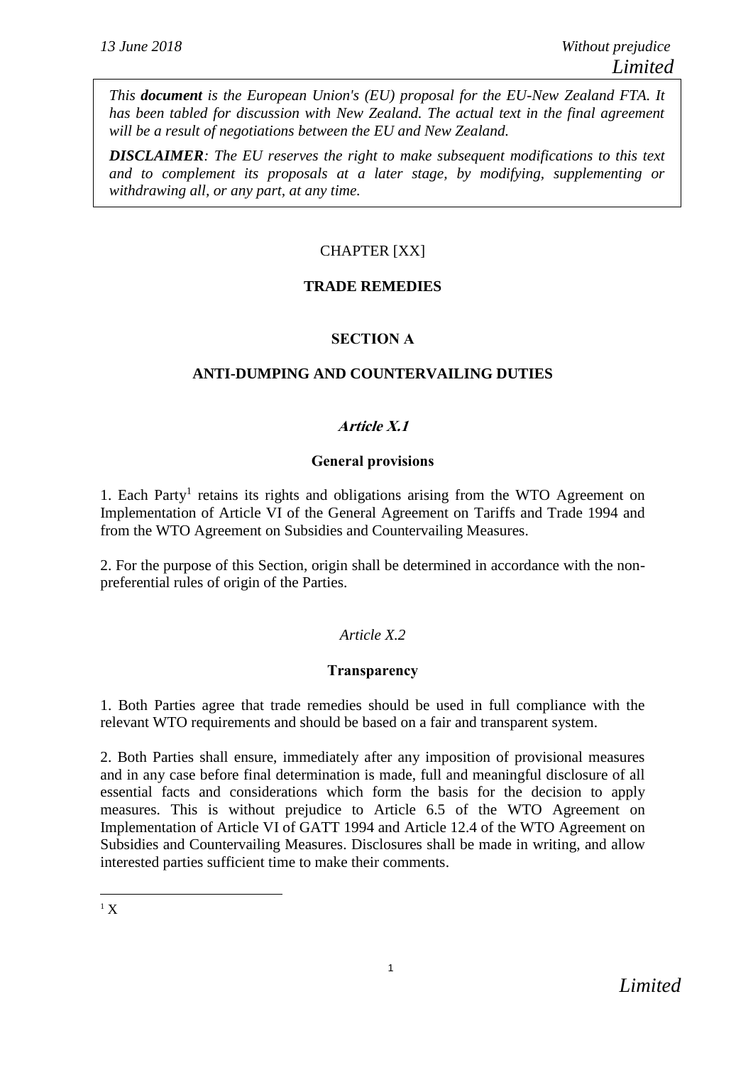*13 June 2018* *Without prejudice*

*Limited*

> *This **document** is the European Union's (EU) proposal for the EU-New Zealand FTA. It has been tabled for discussion with New Zealand. The actual text in the final agreement will be a result of negotiations between the EU and New Zealand.*
>
> ***DISCLAIMER**: The EU reserves the right to make subsequent modifications to this text and to complement its proposals at a later stage, by modifying, supplementing or withdrawing all, or any part, at any time.*

# CHAPTER [XX]

# TRADE REMEDIES

## SECTION A

## ANTI-DUMPING AND COUNTERVAILING DUTIES

### *Article X.1*

### General provisions

1. Each Party[1] retains its rights and obligations arising from the WTO Agreement on Implementation of Article VI of the General Agreement on Tariffs and Trade 1994 and from the WTO Agreement on Subsidies and Countervailing Measures.

2. For the purpose of this Section, origin shall be determined in accordance with the non-preferential rules of origin of the Parties.

### *Article X.2*

### Transparency

1. Both Parties agree that trade remedies should be used in full compliance with the relevant WTO requirements and should be based on a fair and transparent system.

2. Both Parties shall ensure, immediately after any imposition of provisional measures and in any case before final determination is made, full and meaningful disclosure of all essential facts and considerations which form the basis for the decision to apply measures. This is without prejudice to Article 6.5 of the WTO Agreement on Implementation of Article VI of GATT 1994 and Article 12.4 of the WTO Agreement on Subsidies and Countervailing Measures. Disclosures shall be made in writing, and allow interested parties sufficient time to make their comments.

---

[1] X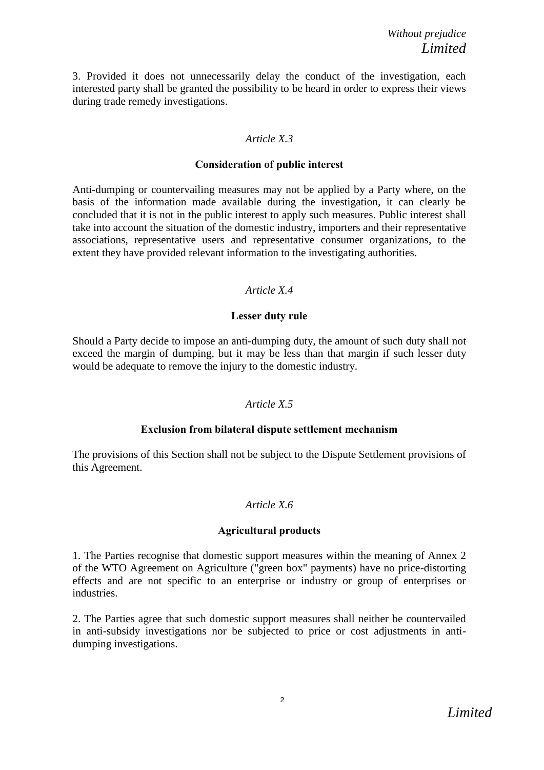3. Provided it does not unnecessarily delay the conduct of the investigation, each interested party shall be granted the possibility to be heard in order to express their views during trade remedy investigations.

*Article X.3*

**Consideration of public interest**

Anti-dumping or countervailing measures may not be applied by a Party where, on the basis of the information made available during the investigation, it can clearly be concluded that it is not in the public interest to apply such measures. Public interest shall take into account the situation of the domestic industry, importers and their representative associations, representative users and representative consumer organizations, to the extent they have provided relevant information to the investigating authorities.

*Article X.4*

**Lesser duty rule**

Should a Party decide to impose an anti-dumping duty, the amount of such duty shall not exceed the margin of dumping, but it may be less than that margin if such lesser duty would be adequate to remove the injury to the domestic industry.

*Article X.5*

**Exclusion from bilateral dispute settlement mechanism**

The provisions of this Section shall not be subject to the Dispute Settlement provisions of this Agreement.

*Article X.6*

**Agricultural products**

1. The Parties recognise that domestic support measures within the meaning of Annex 2 of the WTO Agreement on Agriculture ("green box" payments) have no price-distorting effects and are not specific to an enterprise or industry or group of enterprises or industries.

2. The Parties agree that such domestic support measures shall neither be countervailed in anti-subsidy investigations nor be subjected to price or cost adjustments in anti-dumping investigations.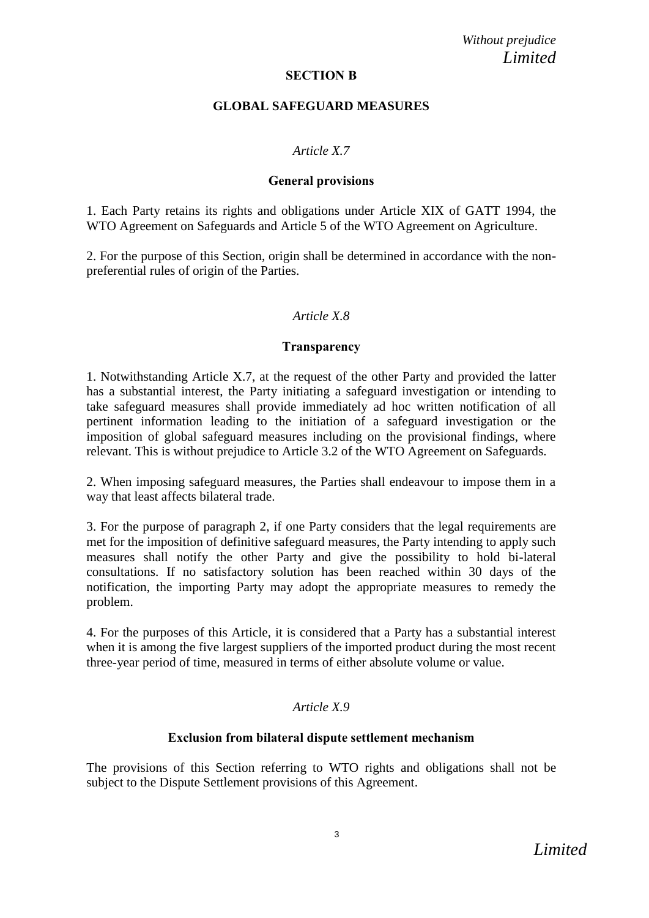## SECTION B

## GLOBAL SAFEGUARD MEASURES

*Article X.7*

### General provisions

1. Each Party retains its rights and obligations under Article XIX of GATT 1994, the WTO Agreement on Safeguards and Article 5 of the WTO Agreement on Agriculture.

2. For the purpose of this Section, origin shall be determined in accordance with the non-preferential rules of origin of the Parties.

*Article X.8*

### Transparency

1. Notwithstanding Article X.7, at the request of the other Party and provided the latter has a substantial interest, the Party initiating a safeguard investigation or intending to take safeguard measures shall provide immediately ad hoc written notification of all pertinent information leading to the initiation of a safeguard investigation or the imposition of global safeguard measures including on the provisional findings, where relevant. This is without prejudice to Article 3.2 of the WTO Agreement on Safeguards.

2. When imposing safeguard measures, the Parties shall endeavour to impose them in a way that least affects bilateral trade.

3. For the purpose of paragraph 2, if one Party considers that the legal requirements are met for the imposition of definitive safeguard measures, the Party intending to apply such measures shall notify the other Party and give the possibility to hold bi-lateral consultations. If no satisfactory solution has been reached within 30 days of the notification, the importing Party may adopt the appropriate measures to remedy the problem.

4. For the purposes of this Article, it is considered that a Party has a substantial interest when it is among the five largest suppliers of the imported product during the most recent three-year period of time, measured in terms of either absolute volume or value.

*Article X.9*

### Exclusion from bilateral dispute settlement mechanism

The provisions of this Section referring to WTO rights and obligations shall not be subject to the Dispute Settlement provisions of this Agreement.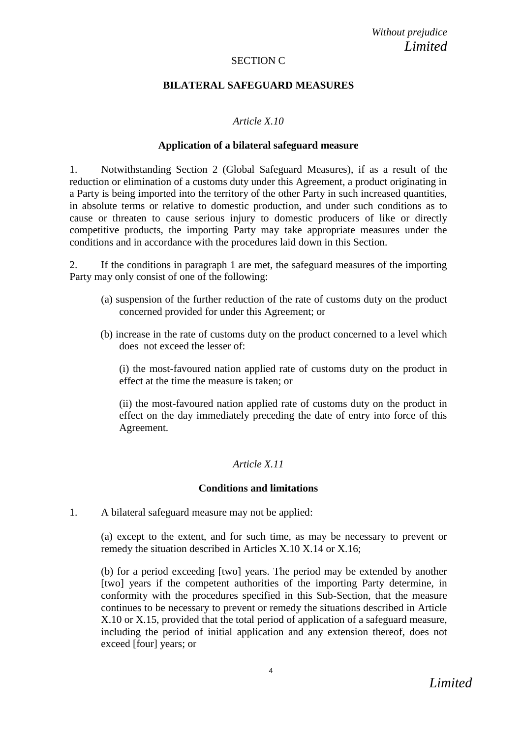SECTION C

**BILATERAL SAFEGUARD MEASURES**

*Article X.10*

**Application of a bilateral safeguard measure**

1. Notwithstanding Section 2 (Global Safeguard Measures), if as a result of the reduction or elimination of a customs duty under this Agreement, a product originating in a Party is being imported into the territory of the other Party in such increased quantities, in absolute terms or relative to domestic production, and under such conditions as to cause or threaten to cause serious injury to domestic producers of like or directly competitive products, the importing Party may take appropriate measures under the conditions and in accordance with the procedures laid down in this Section.

2. If the conditions in paragraph 1 are met, the safeguard measures of the importing Party may only consist of one of the following:

(a) suspension of the further reduction of the rate of customs duty on the product concerned provided for under this Agreement; or

(b) increase in the rate of customs duty on the product concerned to a level which does not exceed the lesser of:

(i) the most-favoured nation applied rate of customs duty on the product in effect at the time the measure is taken; or

(ii) the most-favoured nation applied rate of customs duty on the product in effect on the day immediately preceding the date of entry into force of this Agreement.

*Article X.11*

**Conditions and limitations**

1. A bilateral safeguard measure may not be applied:

(a) except to the extent, and for such time, as may be necessary to prevent or remedy the situation described in Articles X.10 X.14 or X.16;

(b) for a period exceeding [two] years. The period may be extended by another [two] years if the competent authorities of the importing Party determine, in conformity with the procedures specified in this Sub-Section, that the measure continues to be necessary to prevent or remedy the situations described in Article X.10 or X.15, provided that the total period of application of a safeguard measure, including the period of initial application and any extension thereof, does not exceed [four] years; or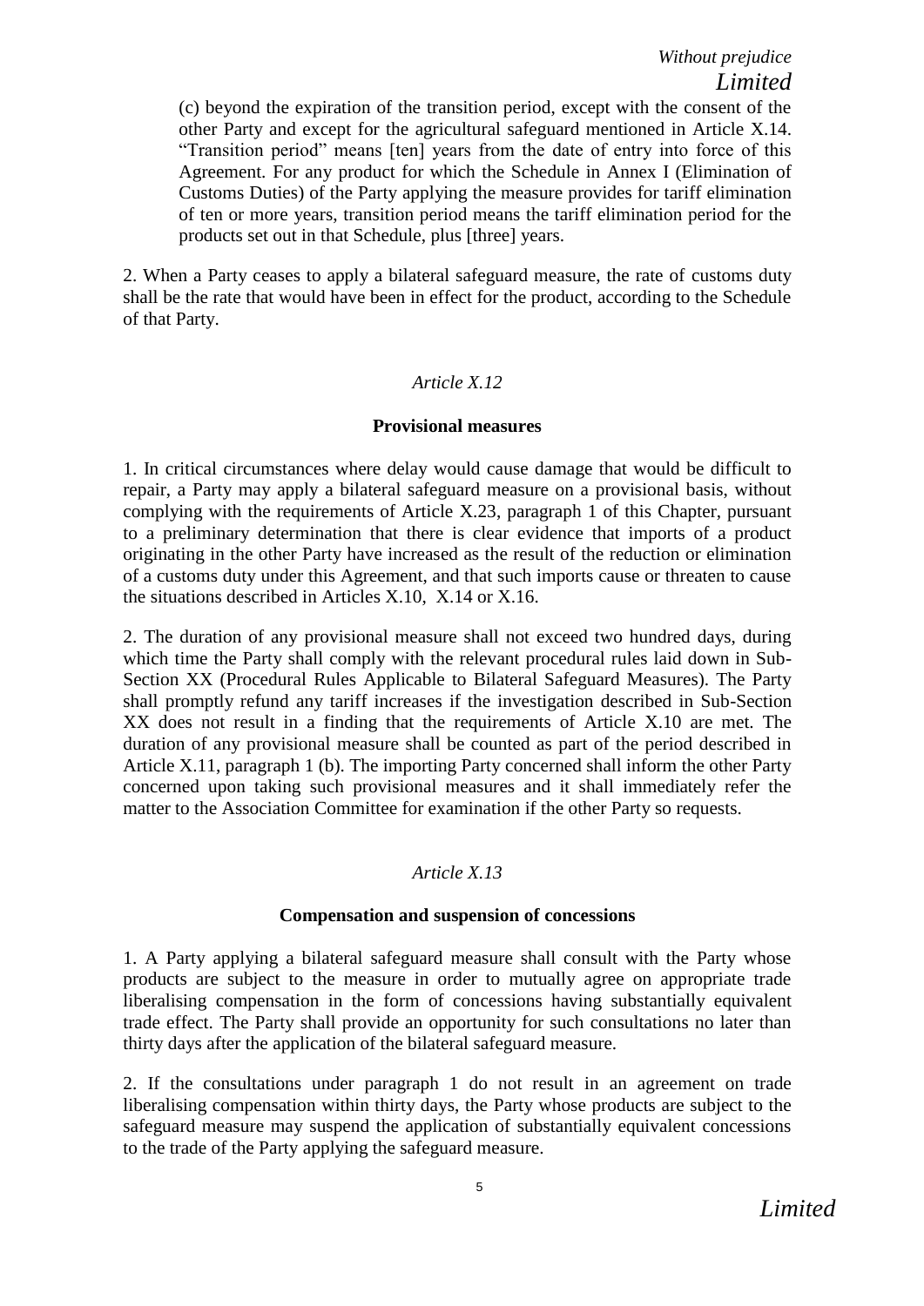(c) beyond the expiration of the transition period, except with the consent of the other Party and except for the agricultural safeguard mentioned in Article X.14. "Transition period" means [ten] years from the date of entry into force of this Agreement. For any product for which the Schedule in Annex I (Elimination of Customs Duties) of the Party applying the measure provides for tariff elimination of ten or more years, transition period means the tariff elimination period for the products set out in that Schedule, plus [three] years.

2. When a Party ceases to apply a bilateral safeguard measure, the rate of customs duty shall be the rate that would have been in effect for the product, according to the Schedule of that Party.

*Article X.12*

**Provisional measures**

1. In critical circumstances where delay would cause damage that would be difficult to repair, a Party may apply a bilateral safeguard measure on a provisional basis, without complying with the requirements of Article X.23, paragraph 1 of this Chapter, pursuant to a preliminary determination that there is clear evidence that imports of a product originating in the other Party have increased as the result of the reduction or elimination of a customs duty under this Agreement, and that such imports cause or threaten to cause the situations described in Articles X.10, X.14 or X.16.

2. The duration of any provisional measure shall not exceed two hundred days, during which time the Party shall comply with the relevant procedural rules laid down in Sub-Section XX (Procedural Rules Applicable to Bilateral Safeguard Measures). The Party shall promptly refund any tariff increases if the investigation described in Sub-Section XX does not result in a finding that the requirements of Article X.10 are met. The duration of any provisional measure shall be counted as part of the period described in Article X.11, paragraph 1 (b). The importing Party concerned shall inform the other Party concerned upon taking such provisional measures and it shall immediately refer the matter to the Association Committee for examination if the other Party so requests.

*Article X.13*

**Compensation and suspension of concessions**

1. A Party applying a bilateral safeguard measure shall consult with the Party whose products are subject to the measure in order to mutually agree on appropriate trade liberalising compensation in the form of concessions having substantially equivalent trade effect. The Party shall provide an opportunity for such consultations no later than thirty days after the application of the bilateral safeguard measure.

2. If the consultations under paragraph 1 do not result in an agreement on trade liberalising compensation within thirty days, the Party whose products are subject to the safeguard measure may suspend the application of substantially equivalent concessions to the trade of the Party applying the safeguard measure.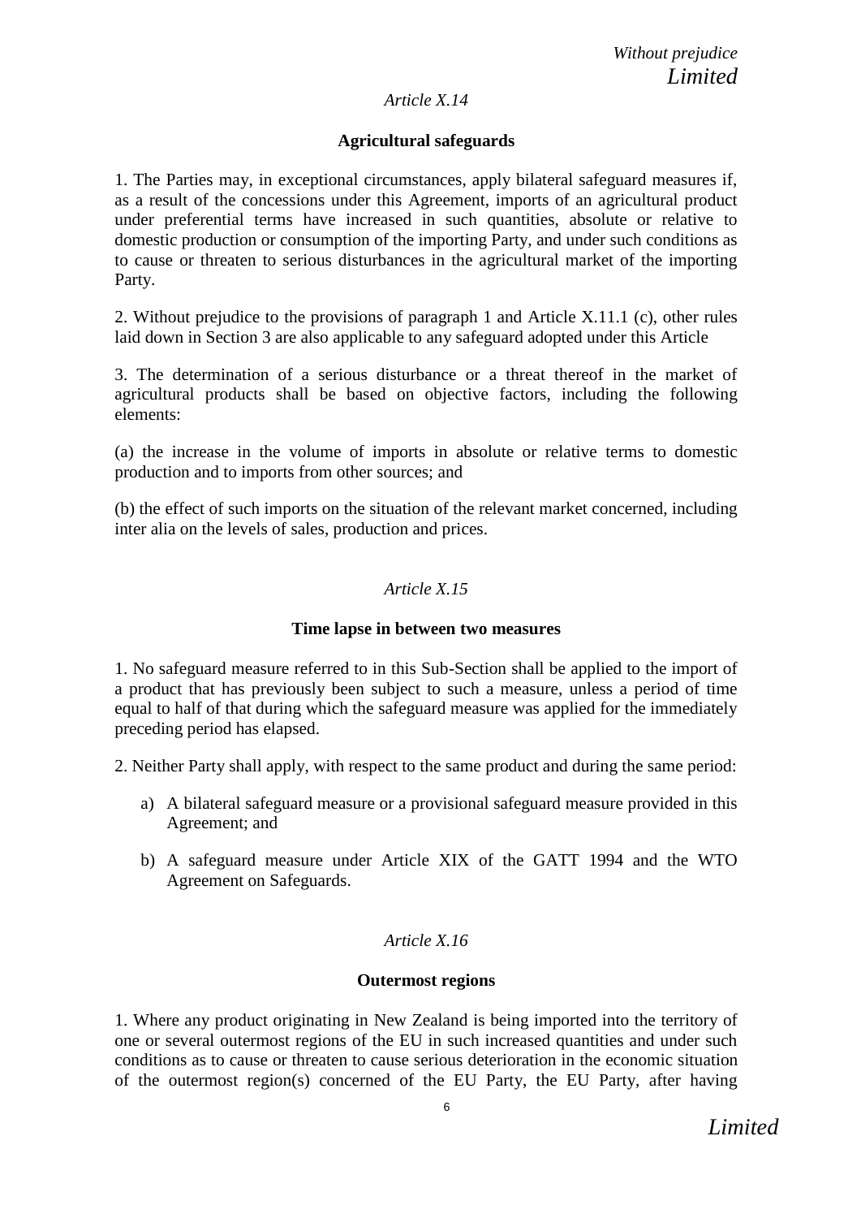*Article X.14*

**Agricultural safeguards**

1. The Parties may, in exceptional circumstances, apply bilateral safeguard measures if, as a result of the concessions under this Agreement, imports of an agricultural product under preferential terms have increased in such quantities, absolute or relative to domestic production or consumption of the importing Party, and under such conditions as to cause or threaten to serious disturbances in the agricultural market of the importing Party.

2. Without prejudice to the provisions of paragraph 1 and Article X.11.1 (c), other rules laid down in Section 3 are also applicable to any safeguard adopted under this Article

3. The determination of a serious disturbance or a threat thereof in the market of agricultural products shall be based on objective factors, including the following elements:

(a) the increase in the volume of imports in absolute or relative terms to domestic production and to imports from other sources; and

(b) the effect of such imports on the situation of the relevant market concerned, including inter alia on the levels of sales, production and prices.

*Article X.15*

**Time lapse in between two measures**

1. No safeguard measure referred to in this Sub-Section shall be applied to the import of a product that has previously been subject to such a measure, unless a period of time equal to half of that during which the safeguard measure was applied for the immediately preceding period has elapsed.

2. Neither Party shall apply, with respect to the same product and during the same period:

a) A bilateral safeguard measure or a provisional safeguard measure provided in this Agreement; and

b) A safeguard measure under Article XIX of the GATT 1994 and the WTO Agreement on Safeguards.

*Article X.16*

**Outermost regions**

1. Where any product originating in New Zealand is being imported into the territory of one or several outermost regions of the EU in such increased quantities and under such conditions as to cause or threaten to cause serious deterioration in the economic situation of the outermost region(s) concerned of the EU Party, the EU Party, after having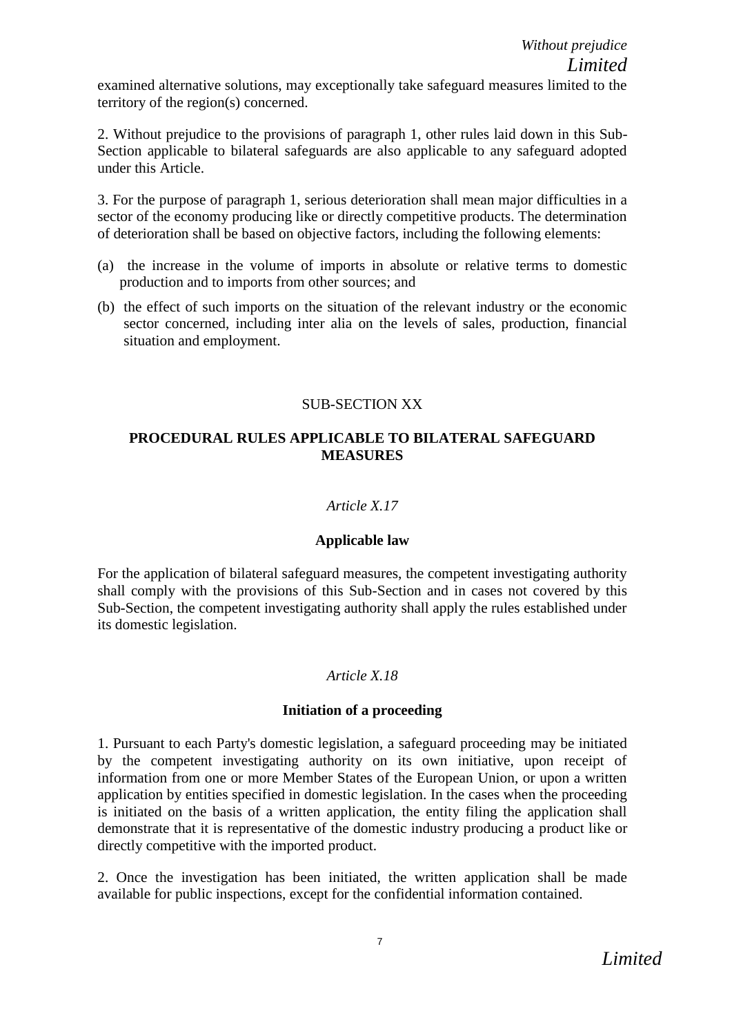examined alternative solutions, may exceptionally take safeguard measures limited to the territory of the region(s) concerned.

2. Without prejudice to the provisions of paragraph 1, other rules laid down in this Sub-Section applicable to bilateral safeguards are also applicable to any safeguard adopted under this Article.

3. For the purpose of paragraph 1, serious deterioration shall mean major difficulties in a sector of the economy producing like or directly competitive products. The determination of deterioration shall be based on objective factors, including the following elements:

(a) the increase in the volume of imports in absolute or relative terms to domestic production and to imports from other sources; and

(b) the effect of such imports on the situation of the relevant industry or the economic sector concerned, including inter alia on the levels of sales, production, financial situation and employment.

## SUB-SECTION XX

## PROCEDURAL RULES APPLICABLE TO BILATERAL SAFEGUARD MEASURES

*Article X.17*

**Applicable law**

For the application of bilateral safeguard measures, the competent investigating authority shall comply with the provisions of this Sub-Section and in cases not covered by this Sub-Section, the competent investigating authority shall apply the rules established under its domestic legislation.

*Article X.18*

**Initiation of a proceeding**

1. Pursuant to each Party's domestic legislation, a safeguard proceeding may be initiated by the competent investigating authority on its own initiative, upon receipt of information from one or more Member States of the European Union, or upon a written application by entities specified in domestic legislation. In the cases when the proceeding is initiated on the basis of a written application, the entity filing the application shall demonstrate that it is representative of the domestic industry producing a product like or directly competitive with the imported product.

2. Once the investigation has been initiated, the written application shall be made available for public inspections, except for the confidential information contained.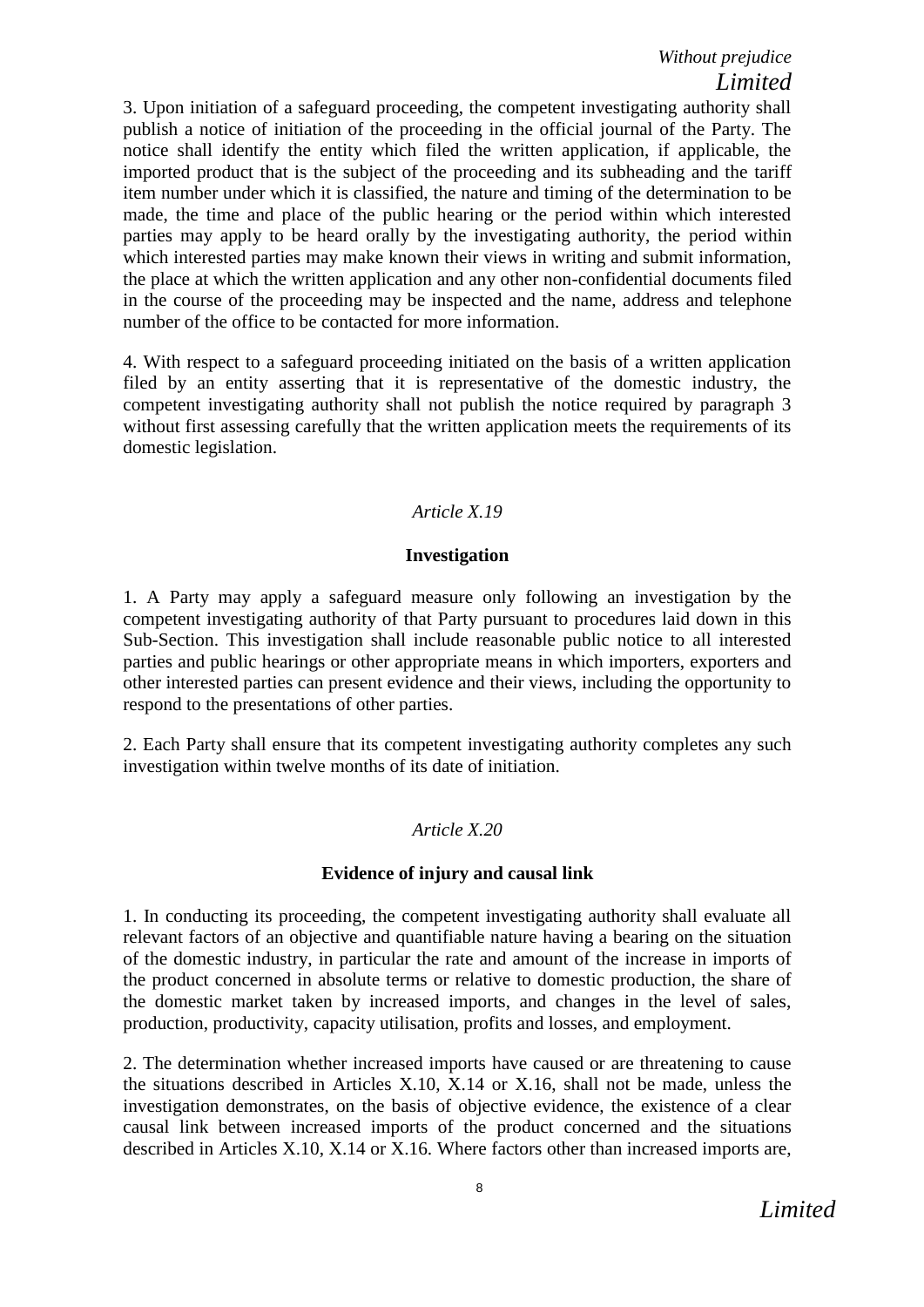3. Upon initiation of a safeguard proceeding, the competent investigating authority shall publish a notice of initiation of the proceeding in the official journal of the Party. The notice shall identify the entity which filed the written application, if applicable, the imported product that is the subject of the proceeding and its subheading and the tariff item number under which it is classified, the nature and timing of the determination to be made, the time and place of the public hearing or the period within which interested parties may apply to be heard orally by the investigating authority, the period within which interested parties may make known their views in writing and submit information, the place at which the written application and any other non-confidential documents filed in the course of the proceeding may be inspected and the name, address and telephone number of the office to be contacted for more information.

4. With respect to a safeguard proceeding initiated on the basis of a written application filed by an entity asserting that it is representative of the domestic industry, the competent investigating authority shall not publish the notice required by paragraph 3 without first assessing carefully that the written application meets the requirements of its domestic legislation.

*Article X.19*

**Investigation**

1. A Party may apply a safeguard measure only following an investigation by the competent investigating authority of that Party pursuant to procedures laid down in this Sub-Section. This investigation shall include reasonable public notice to all interested parties and public hearings or other appropriate means in which importers, exporters and other interested parties can present evidence and their views, including the opportunity to respond to the presentations of other parties.

2. Each Party shall ensure that its competent investigating authority completes any such investigation within twelve months of its date of initiation.

*Article X.20*

**Evidence of injury and causal link**

1. In conducting its proceeding, the competent investigating authority shall evaluate all relevant factors of an objective and quantifiable nature having a bearing on the situation of the domestic industry, in particular the rate and amount of the increase in imports of the product concerned in absolute terms or relative to domestic production, the share of the domestic market taken by increased imports, and changes in the level of sales, production, productivity, capacity utilisation, profits and losses, and employment.

2. The determination whether increased imports have caused or are threatening to cause the situations described in Articles X.10, X.14 or X.16, shall not be made, unless the investigation demonstrates, on the basis of objective evidence, the existence of a clear causal link between increased imports of the product concerned and the situations described in Articles X.10, X.14 or X.16. Where factors other than increased imports are,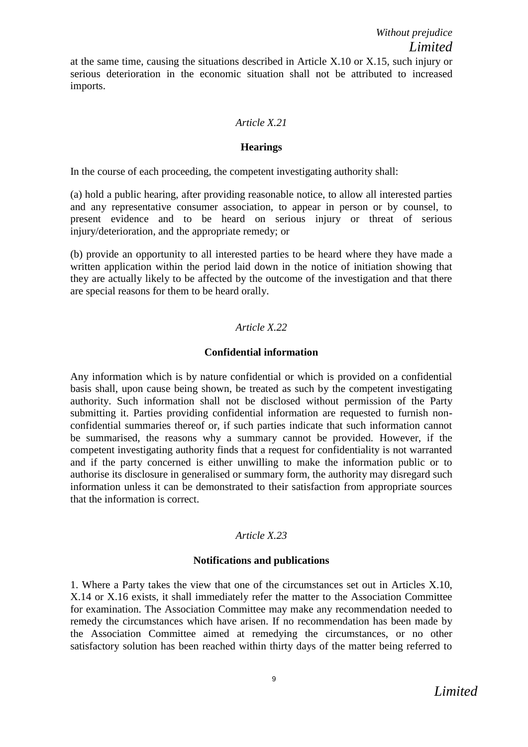at the same time, causing the situations described in Article X.10 or X.15, such injury or serious deterioration in the economic situation shall not be attributed to increased imports.

*Article X.21*

**Hearings**

In the course of each proceeding, the competent investigating authority shall:

(a) hold a public hearing, after providing reasonable notice, to allow all interested parties and any representative consumer association, to appear in person or by counsel, to present evidence and to be heard on serious injury or threat of serious injury/deterioration, and the appropriate remedy; or

(b) provide an opportunity to all interested parties to be heard where they have made a written application within the period laid down in the notice of initiation showing that they are actually likely to be affected by the outcome of the investigation and that there are special reasons for them to be heard orally.

*Article X.22*

**Confidential information**

Any information which is by nature confidential or which is provided on a confidential basis shall, upon cause being shown, be treated as such by the competent investigating authority. Such information shall not be disclosed without permission of the Party submitting it. Parties providing confidential information are requested to furnish non-confidential summaries thereof or, if such parties indicate that such information cannot be summarised, the reasons why a summary cannot be provided. However, if the competent investigating authority finds that a request for confidentiality is not warranted and if the party concerned is either unwilling to make the information public or to authorise its disclosure in generalised or summary form, the authority may disregard such information unless it can be demonstrated to their satisfaction from appropriate sources that the information is correct.

*Article X.23*

**Notifications and publications**

1. Where a Party takes the view that one of the circumstances set out in Articles X.10, X.14 or X.16 exists, it shall immediately refer the matter to the Association Committee for examination. The Association Committee may make any recommendation needed to remedy the circumstances which have arisen. If no recommendation has been made by the Association Committee aimed at remedying the circumstances, or no other satisfactory solution has been reached within thirty days of the matter being referred to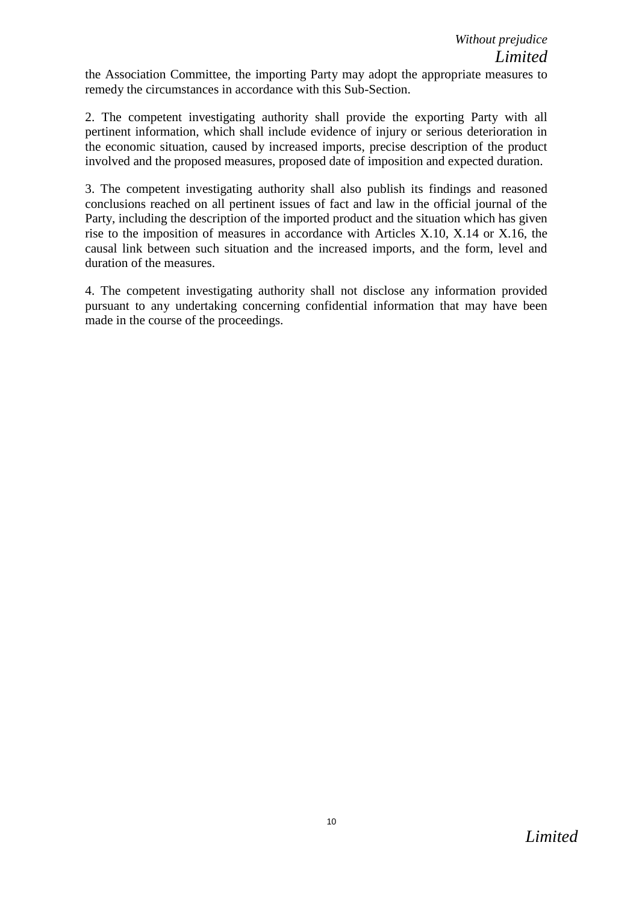the Association Committee, the importing Party may adopt the appropriate measures to remedy the circumstances in accordance with this Sub-Section.

2. The competent investigating authority shall provide the exporting Party with all pertinent information, which shall include evidence of injury or serious deterioration in the economic situation, caused by increased imports, precise description of the product involved and the proposed measures, proposed date of imposition and expected duration.

3. The competent investigating authority shall also publish its findings and reasoned conclusions reached on all pertinent issues of fact and law in the official journal of the Party, including the description of the imported product and the situation which has given rise to the imposition of measures in accordance with Articles X.10, X.14 or X.16, the causal link between such situation and the increased imports, and the form, level and duration of the measures.

4. The competent investigating authority shall not disclose any information provided pursuant to any undertaking concerning confidential information that may have been made in the course of the proceedings.